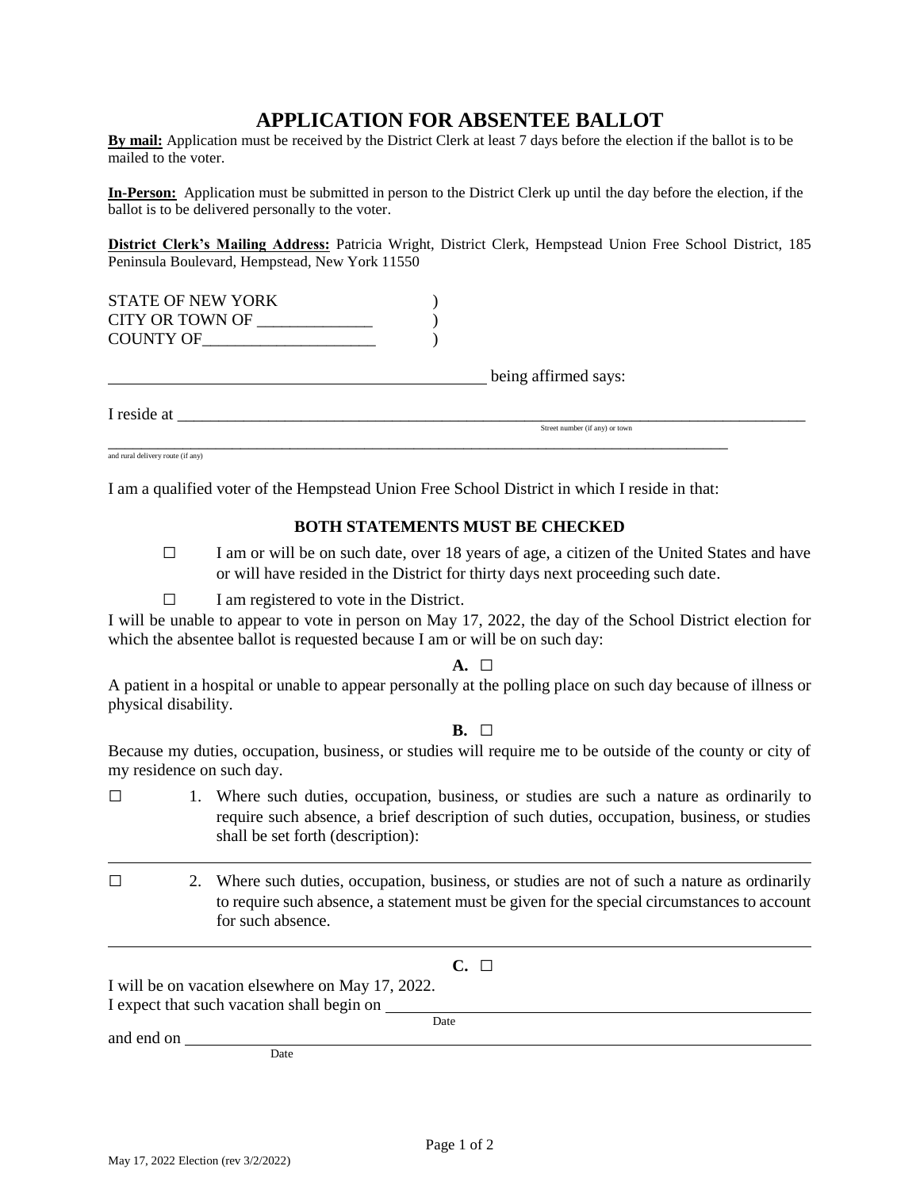# APPLICATION FOR ABSENTEE BALLOT

**By mail:** Application must be received by the District Clerk at least 7 days before the election if the ballot is to be mailed to the voter.

**In-Person:** Application must be submitted in person to the District Clerk up until the day before the election, if the ballot is to be delivered personally to the voter.

**District Clerk's Mailing Address:** Patricia Wright, District Clerk, Hempstead Union Free School District, 185 Peninsula Boulevard, Hempstead, New York 11550

STATE OF NEW YORK )
CITY OR TOWN OF ______________ )
COUNTY OF______________________ )

_______________________________________________ being affirmed says:

I reside at ________________________________________________________________________________
Street number (if any) or town

________________________________________________________________________________
and rural delivery route (if any)

I am a qualified voter of the Hempstead Union Free School District in which I reside in that:

**BOTH STATEMENTS MUST BE CHECKED**

☐ I am or will be on such date, over 18 years of age, a citizen of the United States and have or will have resided in the District for thirty days next proceeding such date.

☐ I am registered to vote in the District.

I will be unable to appear to vote in person on May 17, 2022, the day of the School District election for which the absentee ballot is requested because I am or will be on such day:

**A.** ☐

A patient in a hospital or unable to appear personally at the polling place on such day because of illness or physical disability.

**B.** ☐

Because my duties, occupation, business, or studies will require me to be outside of the county or city of my residence on such day.

☐ 1. Where such duties, occupation, business, or studies are such a nature as ordinarily to require such absence, a brief description of such duties, occupation, business, or studies shall be set forth (description):

________________________________________________________________________________

☐ 2. Where such duties, occupation, business, or studies are not of such a nature as ordinarily to require such absence, a statement must be given for the special circumstances to account for such absence.

________________________________________________________________________________

**C.** ☐

I will be on vacation elsewhere on May 17, 2022.
I expect that such vacation shall begin on ______________________________
Date

and end on ______________________________
Date

May 17, 2022 Election (rev 3/2/2022)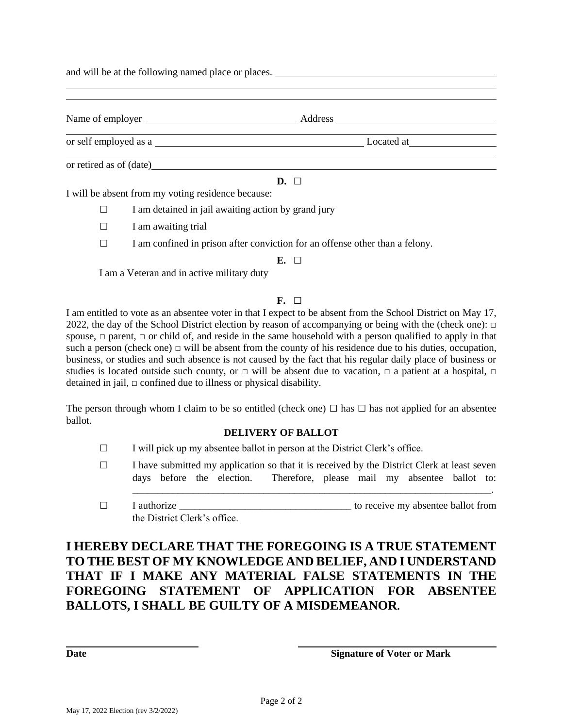and will be at the following named place or places. ____________________________________________

______________________________________________________________________________

______________________________________________________________________________

Name of employer ______________________________ Address ______________________________

______________________________________________________________________________

or self employed as a ________________________________________ Located at________________

______________________________________________________________________________

or retired as of (date)________________________________________________________________

**D.** ☐

I will be absent from my voting residence because:

- ☐ I am detained in jail awaiting action by grand jury
- ☐ I am awaiting trial
- ☐ I am confined in prison after conviction for an offense other than a felony.

**E.** ☐

I am a Veteran and in active military duty

**F.** ☐

I am entitled to vote as an absentee voter in that I expect to be absent from the School District on May 17, 2022, the day of the School District election by reason of accompanying or being with the (check one): □ spouse, □ parent, □ or child of, and reside in the same household with a person qualified to apply in that such a person (check one) □ will be absent from the county of his residence due to his duties, occupation, business, or studies and such absence is not caused by the fact that his regular daily place of business or studies is located outside such county, or □ will be absent due to vacation, □ a patient at a hospital, □ detained in jail, □ confined due to illness or physical disability.

The person through whom I claim to be so entitled (check one) ☐ has ☐ has not applied for an absentee ballot.

**DELIVERY OF BALLOT**

- ☐ I will pick up my absentee ballot in person at the District Clerk's office.
- ☐ I have submitted my application so that it is received by the District Clerk at least seven days before the election. Therefore, please mail my absentee ballot to: ______________________________________________________________________.
- ☐ I authorize __________________________________ to receive my absentee ballot from the District Clerk's office.

**I HEREBY DECLARE THAT THE FOREGOING IS A TRUE STATEMENT TO THE BEST OF MY KNOWLEDGE AND BELIEF, AND I UNDERSTAND THAT IF I MAKE ANY MATERIAL FALSE STATEMENTS IN THE FOREGOING STATEMENT OF APPLICATION FOR ABSENTEE BALLOTS, I SHALL BE GUILTY OF A MISDEMEANOR.**

__________________________ ______________________________

**Date** **Signature of Voter or Mark**

May 17, 2022 Election (rev 3/2/2022)